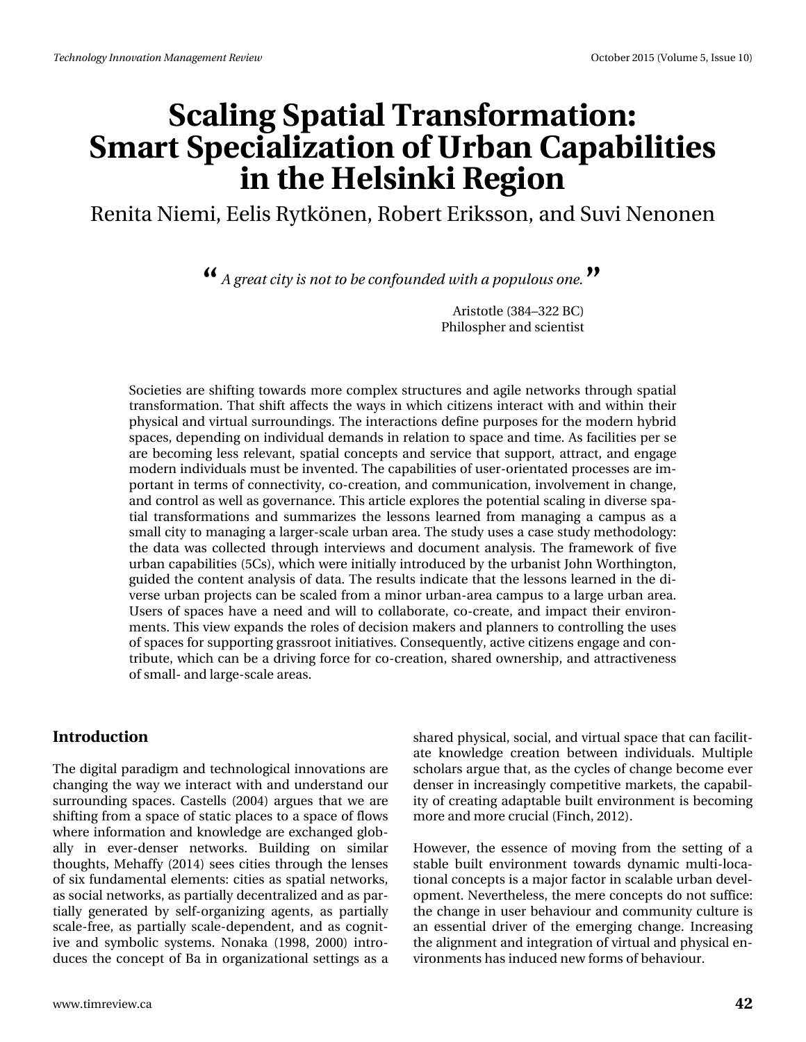# Scaling Spatial Transformation: Smart Specialization of Urban Capabilities in the Helsinki Region

Renita Niemi, Eelis Rytkönen, Robert Eriksson, and Suvi Nenonen

> *" A great city is not to be confounded with a populous one. "*
>
> Aristotle (384–322 BC)
> Philospher and scientist

Societies are shifting towards more complex structures and agile networks through spatial transformation. That shift affects the ways in which citizens interact with and within their physical and virtual surroundings. The interactions define purposes for the modern hybrid spaces, depending on individual demands in relation to space and time. As facilities per se are becoming less relevant, spatial concepts and service that support, attract, and engage modern individuals must be invented. The capabilities of user-orientated processes are important in terms of connectivity, co-creation, and communication, involvement in change, and control as well as governance. This article explores the potential scaling in diverse spatial transformations and summarizes the lessons learned from managing a campus as a small city to managing a larger-scale urban area. The study uses a case study methodology: the data was collected through interviews and document analysis. The framework of five urban capabilities (5Cs), which were initially introduced by the urbanist John Worthington, guided the content analysis of data. The results indicate that the lessons learned in the diverse urban projects can be scaled from a minor urban-area campus to a large urban area. Users of spaces have a need and will to collaborate, co-create, and impact their environments. This view expands the roles of decision makers and planners to controlling the uses of spaces for supporting grassroot initiatives. Consequently, active citizens engage and contribute, which can be a driving force for co-creation, shared ownership, and attractiveness of small- and large-scale areas.

## Introduction

The digital paradigm and technological innovations are changing the way we interact with and understand our surrounding spaces. Castells (2004) argues that we are shifting from a space of static places to a space of flows where information and knowledge are exchanged globally in ever-denser networks. Building on similar thoughts, Mehaffy (2014) sees cities through the lenses of six fundamental elements: cities as spatial networks, as social networks, as partially decentralized and as partially generated by self-organizing agents, as partially scale-free, as partially scale-dependent, and as cognitive and symbolic systems. Nonaka (1998, 2000) introduces the concept of Ba in organizational settings as a shared physical, social, and virtual space that can facilitate knowledge creation between individuals. Multiple scholars argue that, as the cycles of change become ever denser in increasingly competitive markets, the capability of creating adaptable built environment is becoming more and more crucial (Finch, 2012).

However, the essence of moving from the setting of a stable built environment towards dynamic multi-locational concepts is a major factor in scalable urban development. Nevertheless, the mere concepts do not suffice: the change in user behaviour and community culture is an essential driver of the emerging change. Increasing the alignment and integration of virtual and physical environments has induced new forms of behaviour.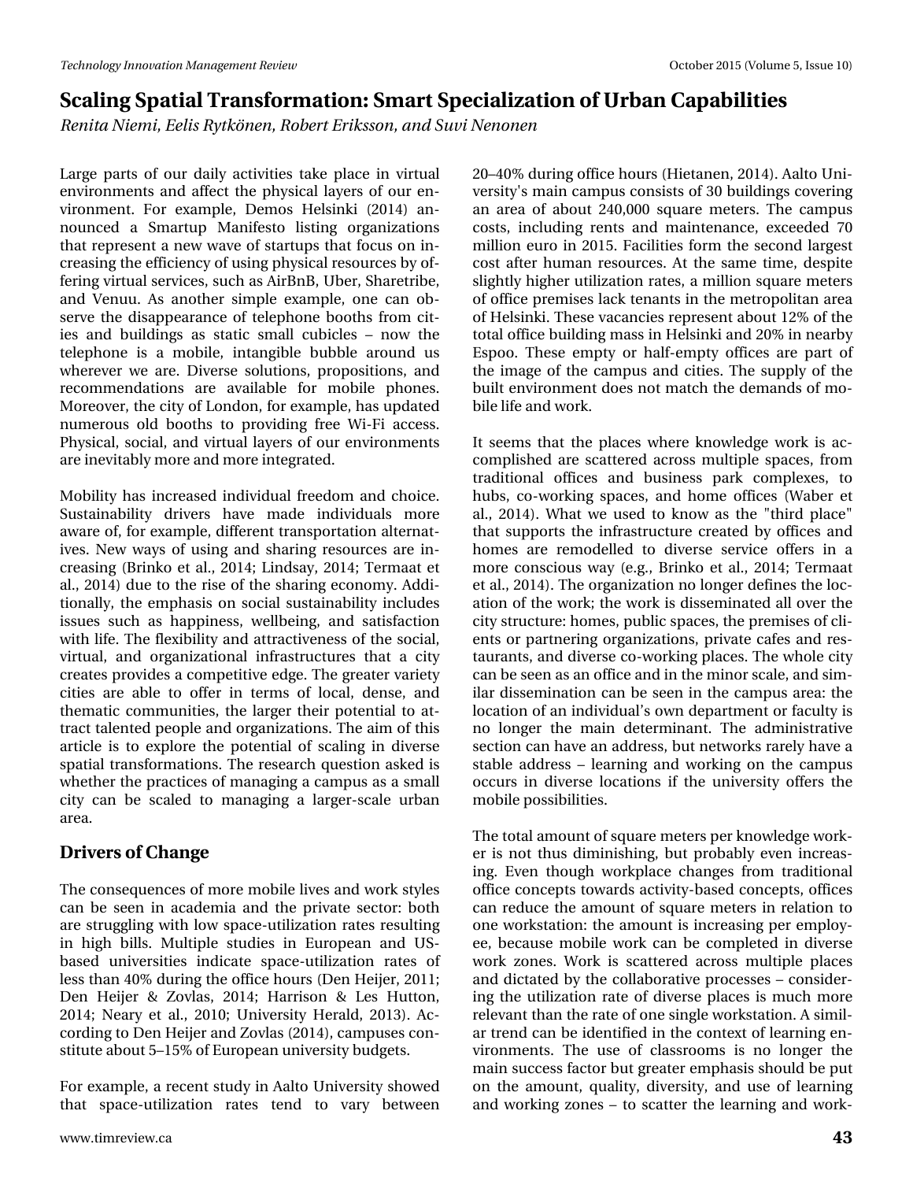# Scaling Spatial Transformation: Smart Specialization of Urban Capabilities

*Renita Niemi, Eelis Rytkönen, Robert Eriksson, and Suvi Nenonen*

Large parts of our daily activities take place in virtual environments and affect the physical layers of our environment. For example, Demos Helsinki (2014) announced a Smartup Manifesto listing organizations that represent a new wave of startups that focus on increasing the efficiency of using physical resources by offering virtual services, such as AirBnB, Uber, Sharetribe, and Venuu. As another simple example, one can observe the disappearance of telephone booths from cities and buildings as static small cubicles – now the telephone is a mobile, intangible bubble around us wherever we are. Diverse solutions, propositions, and recommendations are available for mobile phones. Moreover, the city of London, for example, has updated numerous old booths to providing free Wi-Fi access. Physical, social, and virtual layers of our environments are inevitably more and more integrated.

Mobility has increased individual freedom and choice. Sustainability drivers have made individuals more aware of, for example, different transportation alternatives. New ways of using and sharing resources are increasing (Brinko et al., 2014; Lindsay, 2014; Termaat et al., 2014) due to the rise of the sharing economy. Additionally, the emphasis on social sustainability includes issues such as happiness, wellbeing, and satisfaction with life. The flexibility and attractiveness of the social, virtual, and organizational infrastructures that a city creates provides a competitive edge. The greater variety cities are able to offer in terms of local, dense, and thematic communities, the larger their potential to attract talented people and organizations. The aim of this article is to explore the potential of scaling in diverse spatial transformations. The research question asked is whether the practices of managing a campus as a small city can be scaled to managing a larger-scale urban area.

## Drivers of Change

The consequences of more mobile lives and work styles can be seen in academia and the private sector: both are struggling with low space-utilization rates resulting in high bills. Multiple studies in European and US-based universities indicate space-utilization rates of less than 40% during the office hours (Den Heijer, 2011; Den Heijer & Zovlas, 2014; Harrison & Les Hutton, 2014; Neary et al., 2010; University Herald, 2013). According to Den Heijer and Zovlas (2014), campuses constitute about 5–15% of European university budgets.

For example, a recent study in Aalto University showed that space-utilization rates tend to vary between 20–40% during office hours (Hietanen, 2014). Aalto University's main campus consists of 30 buildings covering an area of about 240,000 square meters. The campus costs, including rents and maintenance, exceeded 70 million euro in 2015. Facilities form the second largest cost after human resources. At the same time, despite slightly higher utilization rates, a million square meters of office premises lack tenants in the metropolitan area of Helsinki. These vacancies represent about 12% of the total office building mass in Helsinki and 20% in nearby Espoo. These empty or half-empty offices are part of the image of the campus and cities. The supply of the built environment does not match the demands of mobile life and work.

It seems that the places where knowledge work is accomplished are scattered across multiple spaces, from traditional offices and business park complexes, to hubs, co-working spaces, and home offices (Waber et al., 2014). What we used to know as the "third place" that supports the infrastructure created by offices and homes are remodelled to diverse service offers in a more conscious way (e.g., Brinko et al., 2014; Termaat et al., 2014). The organization no longer defines the location of the work; the work is disseminated all over the city structure: homes, public spaces, the premises of clients or partnering organizations, private cafes and restaurants, and diverse co-working places. The whole city can be seen as an office and in the minor scale, and similar dissemination can be seen in the campus area: the location of an individual's own department or faculty is no longer the main determinant. The administrative section can have an address, but networks rarely have a stable address – learning and working on the campus occurs in diverse locations if the university offers the mobile possibilities.

The total amount of square meters per knowledge worker is not thus diminishing, but probably even increasing. Even though workplace changes from traditional office concepts towards activity-based concepts, offices can reduce the amount of square meters in relation to one workstation: the amount is increasing per employee, because mobile work can be completed in diverse work zones. Work is scattered across multiple places and dictated by the collaborative processes – considering the utilization rate of diverse places is much more relevant than the rate of one single workstation. A similar trend can be identified in the context of learning environments. The use of classrooms is no longer the main success factor but greater emphasis should be put on the amount, quality, diversity, and use of learning and working zones – to scatter the learning and work-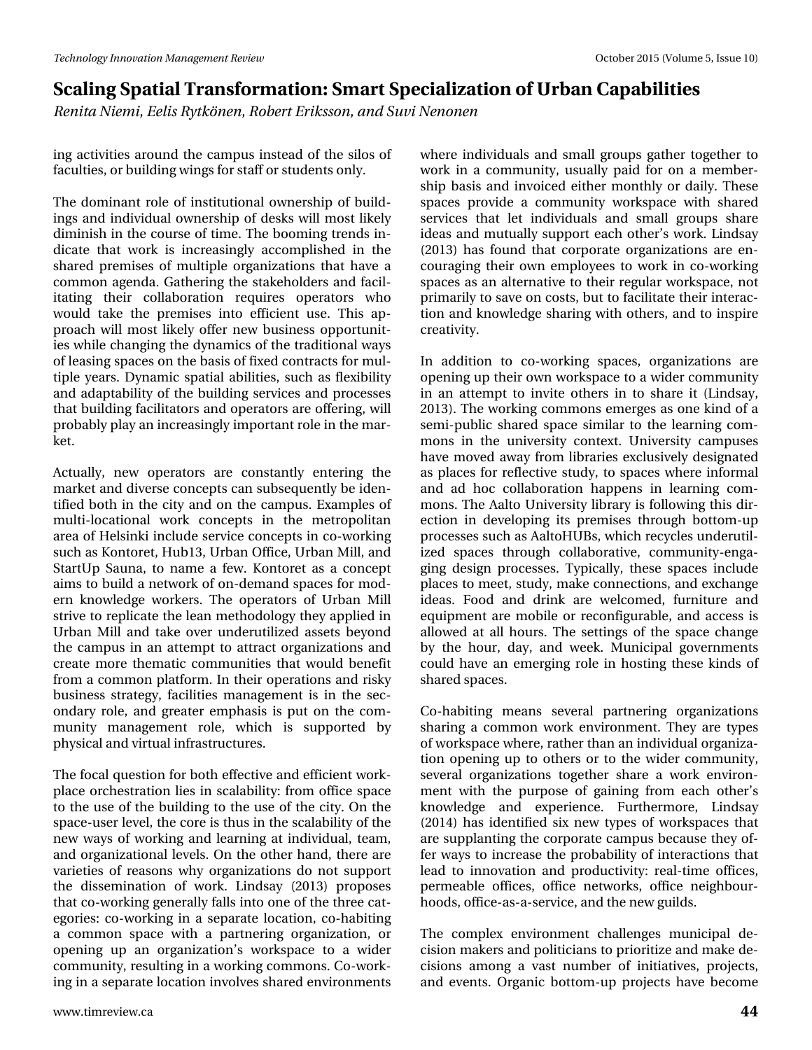ing activities around the campus instead of the silos of faculties, or building wings for staff or students only.

The dominant role of institutional ownership of buildings and individual ownership of desks will most likely diminish in the course of time. The booming trends indicate that work is increasingly accomplished in the shared premises of multiple organizations that have a common agenda. Gathering the stakeholders and facilitating their collaboration requires operators who would take the premises into efficient use. This approach will most likely offer new business opportunities while changing the dynamics of the traditional ways of leasing spaces on the basis of fixed contracts for multiple years. Dynamic spatial abilities, such as flexibility and adaptability of the building services and processes that building facilitators and operators are offering, will probably play an increasingly important role in the market.

Actually, new operators are constantly entering the market and diverse concepts can subsequently be identified both in the city and on the campus. Examples of multi-locational work concepts in the metropolitan area of Helsinki include service concepts in co-working such as Kontoret, Hub13, Urban Office, Urban Mill, and StartUp Sauna, to name a few. Kontoret as a concept aims to build a network of on-demand spaces for modern knowledge workers. The operators of Urban Mill strive to replicate the lean methodology they applied in Urban Mill and take over underutilized assets beyond the campus in an attempt to attract organizations and create more thematic communities that would benefit from a common platform. In their operations and risky business strategy, facilities management is in the secondary role, and greater emphasis is put on the community management role, which is supported by physical and virtual infrastructures.

The focal question for both effective and efficient workplace orchestration lies in scalability: from office space to the use of the building to the use of the city. On the space-user level, the core is thus in the scalability of the new ways of working and learning at individual, team, and organizational levels. On the other hand, there are varieties of reasons why organizations do not support the dissemination of work. Lindsay (2013) proposes that co-working generally falls into one of the three categories: co-working in a separate location, co-habiting a common space with a partnering organization, or opening up an organization's workspace to a wider community, resulting in a working commons. Co-working in a separate location involves shared environments where individuals and small groups gather together to work in a community, usually paid for on a membership basis and invoiced either monthly or daily. These spaces provide a community workspace with shared services that let individuals and small groups share ideas and mutually support each other's work. Lindsay (2013) has found that corporate organizations are encouraging their own employees to work in co-working spaces as an alternative to their regular workspace, not primarily to save on costs, but to facilitate their interaction and knowledge sharing with others, and to inspire creativity.

In addition to co-working spaces, organizations are opening up their own workspace to a wider community in an attempt to invite others in to share it (Lindsay, 2013). The working commons emerges as one kind of a semi-public shared space similar to the learning commons in the university context. University campuses have moved away from libraries exclusively designated as places for reflective study, to spaces where informal and ad hoc collaboration happens in learning commons. The Aalto University library is following this direction in developing its premises through bottom-up processes such as AaltoHUBs, which recycles underutilized spaces through collaborative, community-engaging design processes. Typically, these spaces include places to meet, study, make connections, and exchange ideas. Food and drink are welcomed, furniture and equipment are mobile or reconfigurable, and access is allowed at all hours. The settings of the space change by the hour, day, and week. Municipal governments could have an emerging role in hosting these kinds of shared spaces.

Co-habiting means several partnering organizations sharing a common work environment. They are types of workspace where, rather than an individual organization opening up to others or to the wider community, several organizations together share a work environment with the purpose of gaining from each other's knowledge and experience. Furthermore, Lindsay (2014) has identified six new types of workspaces that are supplanting the corporate campus because they offer ways to increase the probability of interactions that lead to innovation and productivity: real-time offices, permeable offices, office networks, office neighbourhoods, office-as-a-service, and the new guilds.

The complex environment challenges municipal decision makers and politicians to prioritize and make decisions among a vast number of initiatives, projects, and events. Organic bottom-up projects have become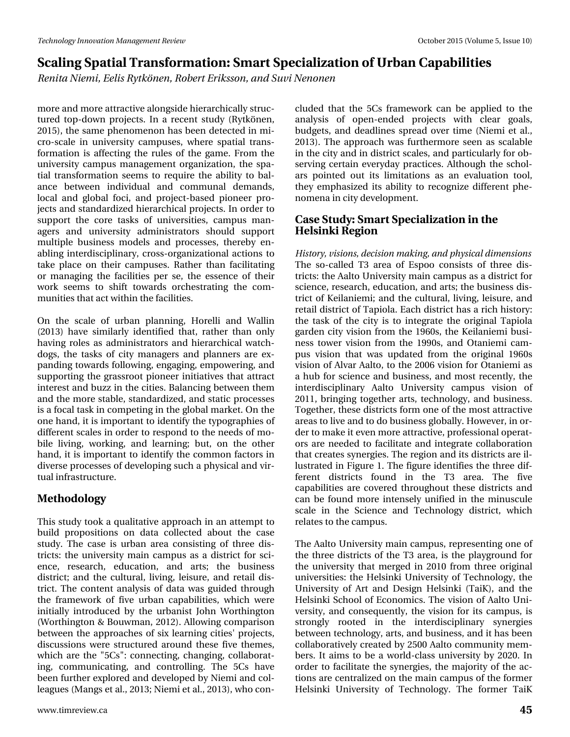more and more attractive alongside hierarchically structured top-down projects. In a recent study (Rytkönen, 2015), the same phenomenon has been detected in micro-scale in university campuses, where spatial transformation is affecting the rules of the game. From the university campus management organization, the spatial transformation seems to require the ability to balance between individual and communal demands, local and global foci, and project-based pioneer projects and standardized hierarchical projects. In order to support the core tasks of universities, campus managers and university administrators should support multiple business models and processes, thereby enabling interdisciplinary, cross-organizational actions to take place on their campuses. Rather than facilitating or managing the facilities per se, the essence of their work seems to shift towards orchestrating the communities that act within the facilities.

On the scale of urban planning, Horelli and Wallin (2013) have similarly identified that, rather than only having roles as administrators and hierarchical watchdogs, the tasks of city managers and planners are expanding towards following, engaging, empowering, and supporting the grassroot pioneer initiatives that attract interest and buzz in the cities. Balancing between them and the more stable, standardized, and static processes is a focal task in competing in the global market. On the one hand, it is important to identify the typographies of different scales in order to respond to the needs of mobile living, working, and learning; but, on the other hand, it is important to identify the common factors in diverse processes of developing such a physical and virtual infrastructure.

## Methodology

This study took a qualitative approach in an attempt to build propositions on data collected about the case study. The case is urban area consisting of three districts: the university main campus as a district for science, research, education, and arts; the business district; and the cultural, living, leisure, and retail district. The content analysis of data was guided through the framework of five urban capabilities, which were initially introduced by the urbanist John Worthington (Worthington & Bouwman, 2012). Allowing comparison between the approaches of six learning cities' projects, discussions were structured around these five themes, which are the "5Cs": connecting, changing, collaborating, communicating, and controlling. The 5Cs have been further explored and developed by Niemi and colleagues (Mangs et al., 2013; Niemi et al., 2013), who concluded that the 5Cs framework can be applied to the analysis of open-ended projects with clear goals, budgets, and deadlines spread over time (Niemi et al., 2013). The approach was furthermore seen as scalable in the city and in district scales, and particularly for observing certain everyday practices. Although the scholars pointed out its limitations as an evaluation tool, they emphasized its ability to recognize different phenomena in city development.

## Case Study: Smart Specialization in the Helsinki Region

*History, visions, decision making, and physical dimensions*
The so-called T3 area of Espoo consists of three districts: the Aalto University main campus as a district for science, research, education, and arts; the business district of Keilaniemi; and the cultural, living, leisure, and retail district of Tapiola. Each district has a rich history: the task of the city is to integrate the original Tapiola garden city vision from the 1960s, the Keilaniemi business tower vision from the 1990s, and Otaniemi campus vision that was updated from the original 1960s vision of Alvar Aalto, to the 2006 vision for Otaniemi as a hub for science and business, and most recently, the interdisciplinary Aalto University campus vision of 2011, bringing together arts, technology, and business. Together, these districts form one of the most attractive areas to live and to do business globally. However, in order to make it even more attractive, professional operators are needed to facilitate and integrate collaboration that creates synergies. The region and its districts are illustrated in Figure 1. The figure identifies the three different districts found in the T3 area. The five capabilities are covered throughout these districts and can be found more intensely unified in the minuscule scale in the Science and Technology district, which relates to the campus.

The Aalto University main campus, representing one of the three districts of the T3 area, is the playground for the university that merged in 2010 from three original universities: the Helsinki University of Technology, the University of Art and Design Helsinki (TaiK), and the Helsinki School of Economics. The vision of Aalto University, and consequently, the vision for its campus, is strongly rooted in the interdisciplinary synergies between technology, arts, and business, and it has been collaboratively created by 2500 Aalto community members. It aims to be a world-class university by 2020. In order to facilitate the synergies, the majority of the actions are centralized on the main campus of the former Helsinki University of Technology. The former TaiK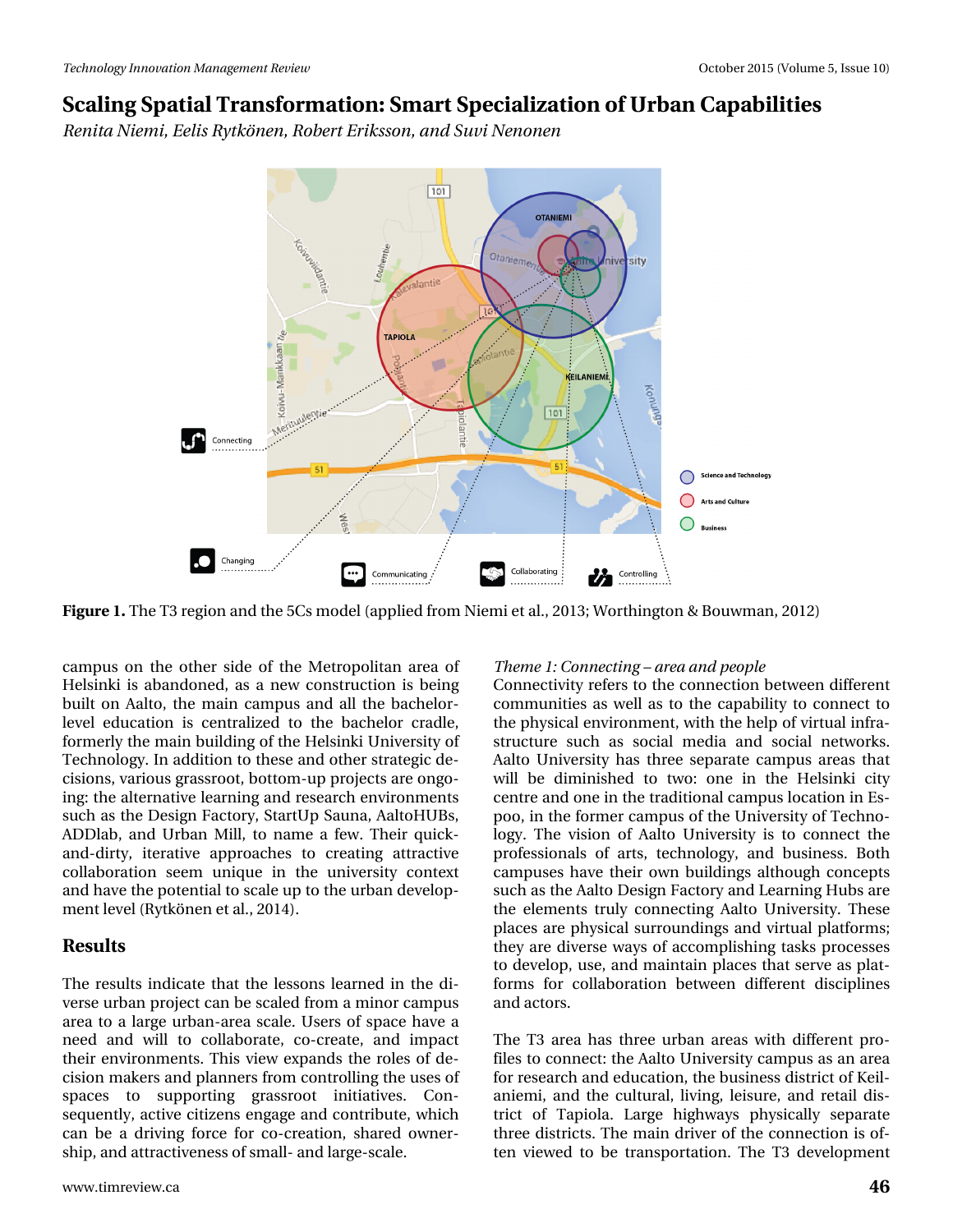# Scaling Spatial Transformation: Smart Specialization of Urban Capabilities

*Renita Niemi, Eelis Rytkönen, Robert Eriksson, and Suvi Nenonen*

**Figure 1.** The T3 region and the 5Cs model (applied from Niemi et al., 2013; Worthington & Bouwman, 2012)

campus on the other side of the Metropolitan area of Helsinki is abandoned, as a new construction is being built on Aalto, the main campus and all the bachelor-level education is centralized to the bachelor cradle, formerly the main building of the Helsinki University of Technology. In addition to these and other strategic decisions, various grassroot, bottom-up projects are ongoing: the alternative learning and research environments such as the Design Factory, StartUp Sauna, AaltoHUBs, ADDlab, and Urban Mill, to name a few. Their quick-and-dirty, iterative approaches to creating attractive collaboration seem unique in the university context and have the potential to scale up to the urban development level (Rytkönen et al., 2014).

## Results

The results indicate that the lessons learned in the diverse urban project can be scaled from a minor campus area to a large urban-area scale. Users of space have a need and will to collaborate, co-create, and impact their environments. This view expands the roles of decision makers and planners from controlling the uses of spaces to supporting grassroot initiatives. Consequently, active citizens engage and contribute, which can be a driving force for co-creation, shared ownership, and attractiveness of small- and large-scale.

*Theme 1: Connecting – area and people*

Connectivity refers to the connection between different communities as well as to the capability to connect to the physical environment, with the help of virtual infrastructure such as social media and social networks. Aalto University has three separate campus areas that will be diminished to two: one in the Helsinki city centre and one in the traditional campus location in Espoo, in the former campus of the University of Technology. The vision of Aalto University is to connect the professionals of arts, technology, and business. Both campuses have their own buildings although concepts such as the Aalto Design Factory and Learning Hubs are the elements truly connecting Aalto University. These places are physical surroundings and virtual platforms; they are diverse ways of accomplishing tasks processes to develop, use, and maintain places that serve as platforms for collaboration between different disciplines and actors.

The T3 area has three urban areas with different profiles to connect: the Aalto University campus as an area for research and education, the business district of Keilaniemi, and the cultural, living, leisure, and retail district of Tapiola. Large highways physically separate three districts. The main driver of the connection is often viewed to be transportation. The T3 development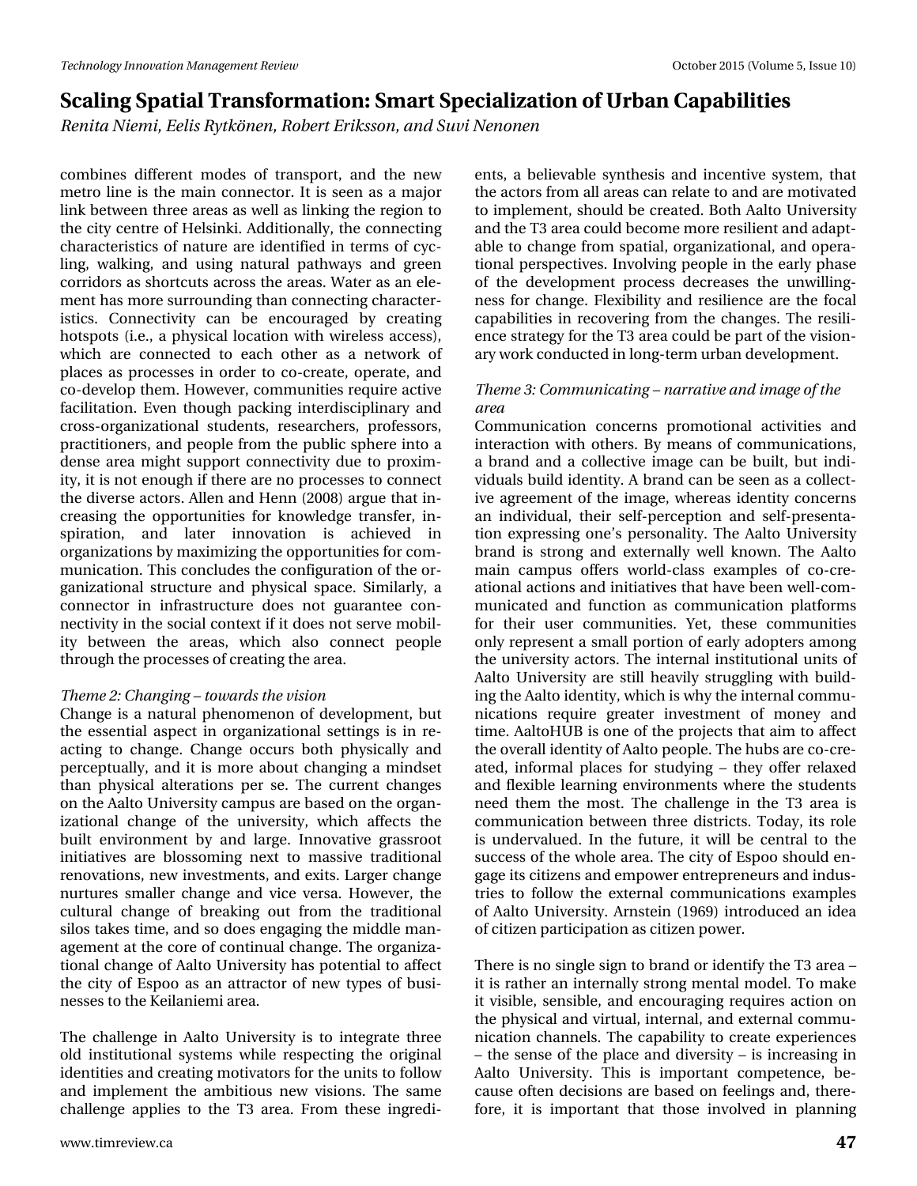combines different modes of transport, and the new metro line is the main connector. It is seen as a major link between three areas as well as linking the region to the city centre of Helsinki. Additionally, the connecting characteristics of nature are identified in terms of cycling, walking, and using natural pathways and green corridors as shortcuts across the areas. Water as an element has more surrounding than connecting characteristics. Connectivity can be encouraged by creating hotspots (i.e., a physical location with wireless access), which are connected to each other as a network of places as processes in order to co-create, operate, and co-develop them. However, communities require active facilitation. Even though packing interdisciplinary and cross-organizational students, researchers, professors, practitioners, and people from the public sphere into a dense area might support connectivity due to proximity, it is not enough if there are no processes to connect the diverse actors. Allen and Henn (2008) argue that increasing the opportunities for knowledge transfer, inspiration, and later innovation is achieved in organizations by maximizing the opportunities for communication. This concludes the configuration of the organizational structure and physical space. Similarly, a connector in infrastructure does not guarantee connectivity in the social context if it does not serve mobility between the areas, which also connect people through the processes of creating the area.

*Theme 2: Changing – towards the vision*

Change is a natural phenomenon of development, but the essential aspect in organizational settings is in reacting to change. Change occurs both physically and perceptually, and it is more about changing a mindset than physical alterations per se. The current changes on the Aalto University campus are based on the organizational change of the university, which affects the built environment by and large. Innovative grassroot initiatives are blossoming next to massive traditional renovations, new investments, and exits. Larger change nurtures smaller change and vice versa. However, the cultural change of breaking out from the traditional silos takes time, and so does engaging the middle management at the core of continual change. The organizational change of Aalto University has potential to affect the city of Espoo as an attractor of new types of businesses to the Keilaniemi area.

The challenge in Aalto University is to integrate three old institutional systems while respecting the original identities and creating motivators for the units to follow and implement the ambitious new visions. The same challenge applies to the T3 area. From these ingredients, a believable synthesis and incentive system, that the actors from all areas can relate to and are motivated to implement, should be created. Both Aalto University and the T3 area could become more resilient and adaptable to change from spatial, organizational, and operational perspectives. Involving people in the early phase of the development process decreases the unwillingness for change. Flexibility and resilience are the focal capabilities in recovering from the changes. The resilience strategy for the T3 area could be part of the visionary work conducted in long-term urban development.

*Theme 3: Communicating – narrative and image of the area*

Communication concerns promotional activities and interaction with others. By means of communications, a brand and a collective image can be built, but individuals build identity. A brand can be seen as a collective agreement of the image, whereas identity concerns an individual, their self-perception and self-presentation expressing one's personality. The Aalto University brand is strong and externally well known. The Aalto main campus offers world-class examples of co-creational actions and initiatives that have been well-communicated and function as communication platforms for their user communities. Yet, these communities only represent a small portion of early adopters among the university actors. The internal institutional units of Aalto University are still heavily struggling with building the Aalto identity, which is why the internal communications require greater investment of money and time. AaltoHUB is one of the projects that aim to affect the overall identity of Aalto people. The hubs are co-created, informal places for studying – they offer relaxed and flexible learning environments where the students need them the most. The challenge in the T3 area is communication between three districts. Today, its role is undervalued. In the future, it will be central to the success of the whole area. The city of Espoo should engage its citizens and empower entrepreneurs and industries to follow the external communications examples of Aalto University. Arnstein (1969) introduced an idea of citizen participation as citizen power.

There is no single sign to brand or identify the T3 area – it is rather an internally strong mental model. To make it visible, sensible, and encouraging requires action on the physical and virtual, internal, and external communication channels. The capability to create experiences – the sense of the place and diversity – is increasing in Aalto University. This is important competence, because often decisions are based on feelings and, therefore, it is important that those involved in planning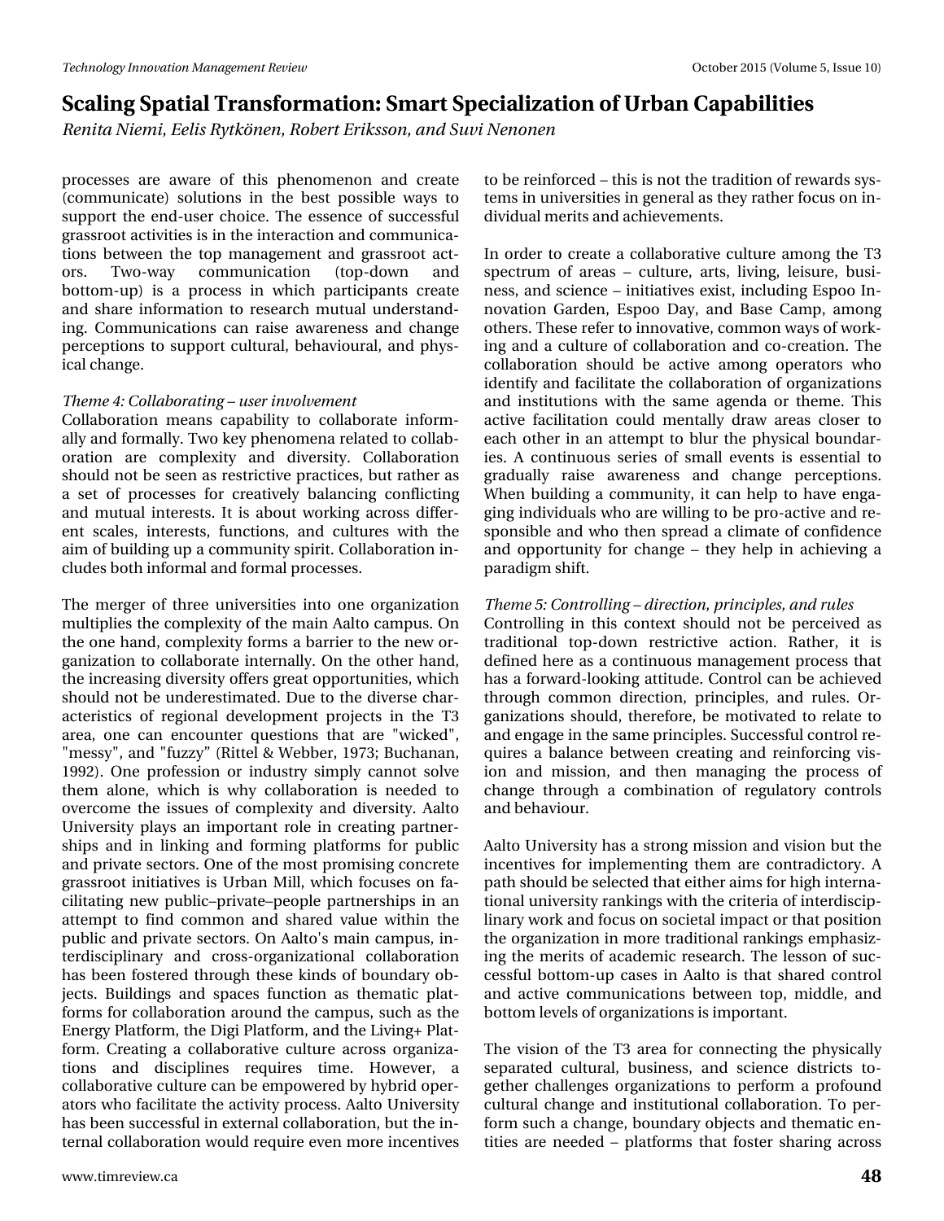processes are aware of this phenomenon and create (communicate) solutions in the best possible ways to support the end-user choice. The essence of successful grassroot activities is in the interaction and communications between the top management and grassroot actors. Two-way communication (top-down and bottom-up) is a process in which participants create and share information to research mutual understanding. Communications can raise awareness and change perceptions to support cultural, behavioural, and physical change.

*Theme 4: Collaborating – user involvement*

Collaboration means capability to collaborate informally and formally. Two key phenomena related to collaboration are complexity and diversity. Collaboration should not be seen as restrictive practices, but rather as a set of processes for creatively balancing conflicting and mutual interests. It is about working across different scales, interests, functions, and cultures with the aim of building up a community spirit. Collaboration includes both informal and formal processes.

The merger of three universities into one organization multiplies the complexity of the main Aalto campus. On the one hand, complexity forms a barrier to the new organization to collaborate internally. On the other hand, the increasing diversity offers great opportunities, which should not be underestimated. Due to the diverse characteristics of regional development projects in the T3 area, one can encounter questions that are "wicked", "messy", and "fuzzy" (Rittel & Webber, 1973; Buchanan, 1992). One profession or industry simply cannot solve them alone, which is why collaboration is needed to overcome the issues of complexity and diversity. Aalto University plays an important role in creating partnerships and in linking and forming platforms for public and private sectors. One of the most promising concrete grassroot initiatives is Urban Mill, which focuses on facilitating new public–private–people partnerships in an attempt to find common and shared value within the public and private sectors. On Aalto's main campus, interdisciplinary and cross-organizational collaboration has been fostered through these kinds of boundary objects. Buildings and spaces function as thematic platforms for collaboration around the campus, such as the Energy Platform, the Digi Platform, and the Living+ Platform. Creating a collaborative culture across organizations and disciplines requires time. However, a collaborative culture can be empowered by hybrid operators who facilitate the activity process. Aalto University has been successful in external collaboration, but the internal collaboration would require even more incentives to be reinforced – this is not the tradition of rewards systems in universities in general as they rather focus on individual merits and achievements.

In order to create a collaborative culture among the T3 spectrum of areas – culture, arts, living, leisure, business, and science – initiatives exist, including Espoo Innovation Garden, Espoo Day, and Base Camp, among others. These refer to innovative, common ways of working and a culture of collaboration and co-creation. The collaboration should be active among operators who identify and facilitate the collaboration of organizations and institutions with the same agenda or theme. This active facilitation could mentally draw areas closer to each other in an attempt to blur the physical boundaries. A continuous series of small events is essential to gradually raise awareness and change perceptions. When building a community, it can help to have engaging individuals who are willing to be pro-active and responsible and who then spread a climate of confidence and opportunity for change – they help in achieving a paradigm shift.

*Theme 5: Controlling – direction, principles, and rules*

Controlling in this context should not be perceived as traditional top-down restrictive action. Rather, it is defined here as a continuous management process that has a forward-looking attitude. Control can be achieved through common direction, principles, and rules. Organizations should, therefore, be motivated to relate to and engage in the same principles. Successful control requires a balance between creating and reinforcing vision and mission, and then managing the process of change through a combination of regulatory controls and behaviour.

Aalto University has a strong mission and vision but the incentives for implementing them are contradictory. A path should be selected that either aims for high international university rankings with the criteria of interdisciplinary work and focus on societal impact or that position the organization in more traditional rankings emphasizing the merits of academic research. The lesson of successful bottom-up cases in Aalto is that shared control and active communications between top, middle, and bottom levels of organizations is important.

The vision of the T3 area for connecting the physically separated cultural, business, and science districts together challenges organizations to perform a profound cultural change and institutional collaboration. To perform such a change, boundary objects and thematic entities are needed – platforms that foster sharing across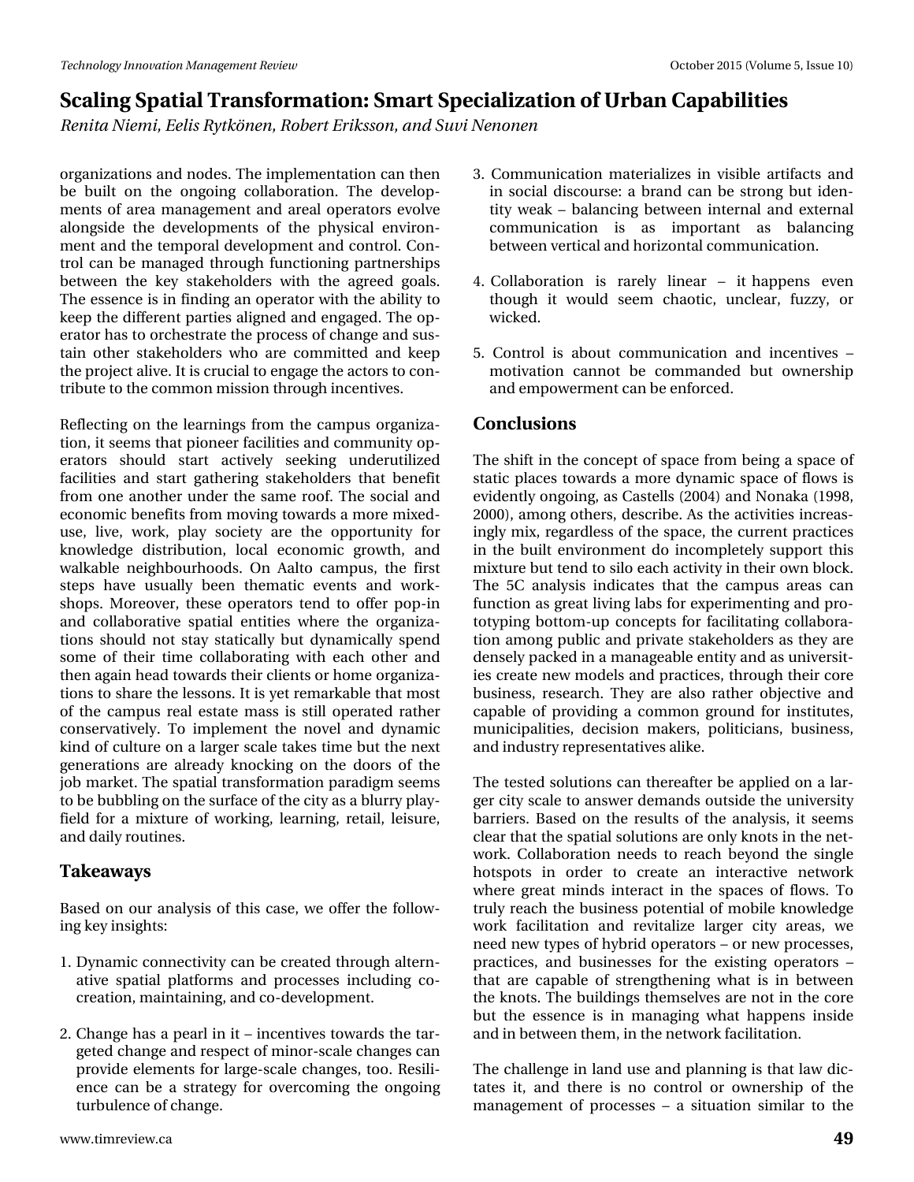organizations and nodes. The implementation can then be built on the ongoing collaboration. The developments of area management and areal operators evolve alongside the developments of the physical environment and the temporal development and control. Control can be managed through functioning partnerships between the key stakeholders with the agreed goals. The essence is in finding an operator with the ability to keep the different parties aligned and engaged. The operator has to orchestrate the process of change and sustain other stakeholders who are committed and keep the project alive. It is crucial to engage the actors to contribute to the common mission through incentives.

Reflecting on the learnings from the campus organization, it seems that pioneer facilities and community operators should start actively seeking underutilized facilities and start gathering stakeholders that benefit from one another under the same roof. The social and economic benefits from moving towards a more mixed-use, live, work, play society are the opportunity for knowledge distribution, local economic growth, and walkable neighbourhoods. On Aalto campus, the first steps have usually been thematic events and workshops. Moreover, these operators tend to offer pop-in and collaborative spatial entities where the organizations should not stay statically but dynamically spend some of their time collaborating with each other and then again head towards their clients or home organizations to share the lessons. It is yet remarkable that most of the campus real estate mass is still operated rather conservatively. To implement the novel and dynamic kind of culture on a larger scale takes time but the next generations are already knocking on the doors of the job market. The spatial transformation paradigm seems to be bubbling on the surface of the city as a blurry playfield for a mixture of working, learning, retail, leisure, and daily routines.

## Takeaways

Based on our analysis of this case, we offer the following key insights:

1. Dynamic connectivity can be created through alternative spatial platforms and processes including co-creation, maintaining, and co-development.

2. Change has a pearl in it – incentives towards the targeted change and respect of minor-scale changes can provide elements for large-scale changes, too. Resilience can be a strategy for overcoming the ongoing turbulence of change.

3. Communication materializes in visible artifacts and in social discourse: a brand can be strong but identity weak – balancing between internal and external communication is as important as balancing between vertical and horizontal communication.

4. Collaboration is rarely linear – it happens even though it would seem chaotic, unclear, fuzzy, or wicked.

5. Control is about communication and incentives – motivation cannot be commanded but ownership and empowerment can be enforced.

## Conclusions

The shift in the concept of space from being a space of static places towards a more dynamic space of flows is evidently ongoing, as Castells (2004) and Nonaka (1998, 2000), among others, describe. As the activities increasingly mix, regardless of the space, the current practices in the built environment do incompletely support this mixture but tend to silo each activity in their own block. The 5C analysis indicates that the campus areas can function as great living labs for experimenting and prototyping bottom-up concepts for facilitating collaboration among public and private stakeholders as they are densely packed in a manageable entity and as universities create new models and practices, through their core business, research. They are also rather objective and capable of providing a common ground for institutes, municipalities, decision makers, politicians, business, and industry representatives alike.

The tested solutions can thereafter be applied on a larger city scale to answer demands outside the university barriers. Based on the results of the analysis, it seems clear that the spatial solutions are only knots in the network. Collaboration needs to reach beyond the single hotspots in order to create an interactive network where great minds interact in the spaces of flows. To truly reach the business potential of mobile knowledge work facilitation and revitalize larger city areas, we need new types of hybrid operators – or new processes, practices, and businesses for the existing operators – that are capable of strengthening what is in between the knots. The buildings themselves are not in the core but the essence is in managing what happens inside and in between them, in the network facilitation.

The challenge in land use and planning is that law dictates it, and there is no control or ownership of the management of processes – a situation similar to the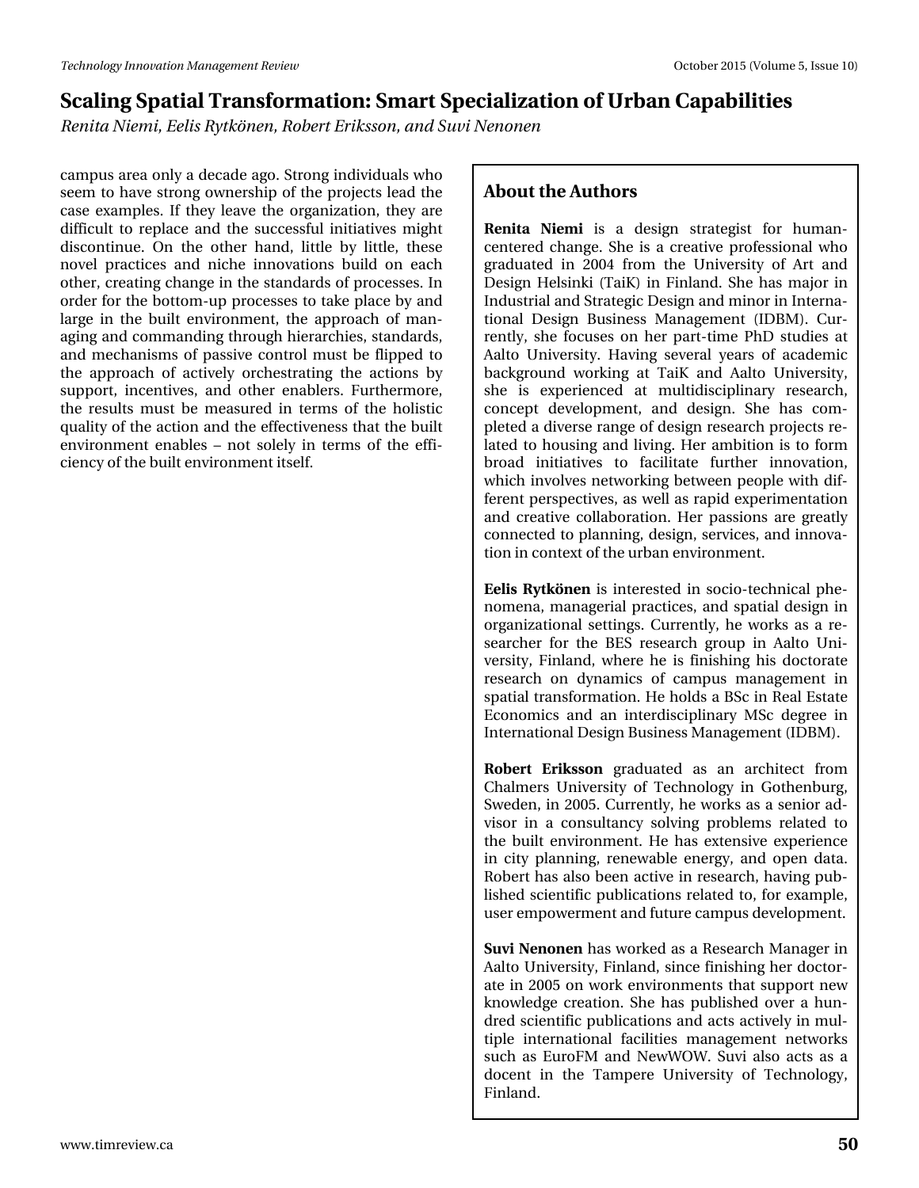campus area only a decade ago. Strong individuals who seem to have strong ownership of the projects lead the case examples. If they leave the organization, they are difficult to replace and the successful initiatives might discontinue. On the other hand, little by little, these novel practices and niche innovations build on each other, creating change in the standards of processes. In order for the bottom-up processes to take place by and large in the built environment, the approach of managing and commanding through hierarchies, standards, and mechanisms of passive control must be flipped to the approach of actively orchestrating the actions by support, incentives, and other enablers. Furthermore, the results must be measured in terms of the holistic quality of the action and the effectiveness that the built environment enables – not solely in terms of the efficiency of the built environment itself.

## About the Authors

**Renita Niemi** is a design strategist for human-centered change. She is a creative professional who graduated in 2004 from the University of Art and Design Helsinki (TaiK) in Finland. She has major in Industrial and Strategic Design and minor in International Design Business Management (IDBM). Currently, she focuses on her part-time PhD studies at Aalto University. Having several years of academic background working at TaiK and Aalto University, she is experienced at multidisciplinary research, concept development, and design. She has completed a diverse range of design research projects related to housing and living. Her ambition is to form broad initiatives to facilitate further innovation, which involves networking between people with different perspectives, as well as rapid experimentation and creative collaboration. Her passions are greatly connected to planning, design, services, and innovation in context of the urban environment.

**Eelis Rytkönen** is interested in socio-technical phenomena, managerial practices, and spatial design in organizational settings. Currently, he works as a researcher for the BES research group in Aalto University, Finland, where he is finishing his doctorate research on dynamics of campus management in spatial transformation. He holds a BSc in Real Estate Economics and an interdisciplinary MSc degree in International Design Business Management (IDBM).

**Robert Eriksson** graduated as an architect from Chalmers University of Technology in Gothenburg, Sweden, in 2005. Currently, he works as a senior advisor in a consultancy solving problems related to the built environment. He has extensive experience in city planning, renewable energy, and open data. Robert has also been active in research, having published scientific publications related to, for example, user empowerment and future campus development.

**Suvi Nenonen** has worked as a Research Manager in Aalto University, Finland, since finishing her doctorate in 2005 on work environments that support new knowledge creation. She has published over a hundred scientific publications and acts actively in multiple international facilities management networks such as EuroFM and NewWOW. Suvi also acts as a docent in the Tampere University of Technology, Finland.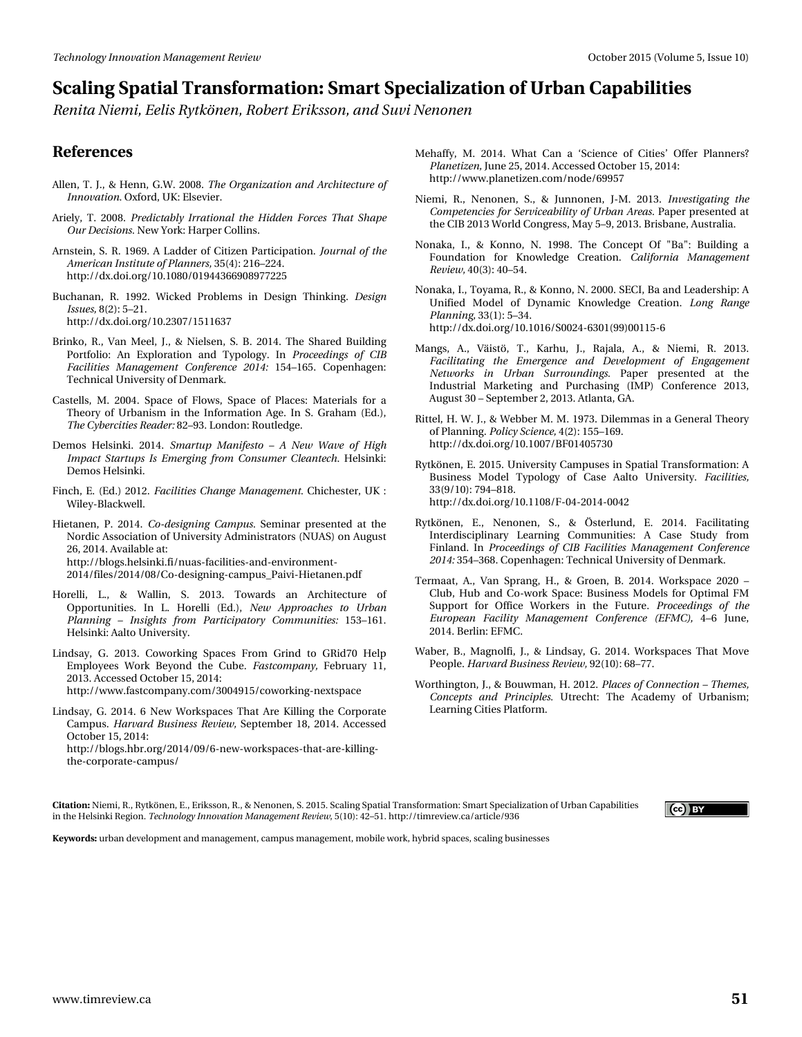## References

Allen, T. J., & Henn, G.W. 2008. *The Organization and Architecture of Innovation.* Oxford, UK: Elsevier.

Ariely, T. 2008. *Predictably Irrational the Hidden Forces That Shape Our Decisions.* New York: Harper Collins.

Arnstein, S. R. 1969. A Ladder of Citizen Participation. *Journal of the American Institute of Planners,* 35(4): 216–224. http://dx.doi.org/10.1080/01944366908977225

Buchanan, R. 1992. Wicked Problems in Design Thinking. *Design Issues,* 8(2): 5–21. http://dx.doi.org/10.2307/1511637

Brinko, R., Van Meel, J., & Nielsen, S. B. 2014. The Shared Building Portfolio: An Exploration and Typology. In *Proceedings of CIB Facilities Management Conference 2014:* 154–165. Copenhagen: Technical University of Denmark.

Castells, M. 2004. Space of Flows, Space of Places: Materials for a Theory of Urbanism in the Information Age. In S. Graham (Ed.), *The Cybercities Reader:* 82–93. London: Routledge.

Demos Helsinki. 2014. *Smartup Manifesto – A New Wave of High Impact Startups Is Emerging from Consumer Cleantech.* Helsinki: Demos Helsinki.

Finch, E. (Ed.) 2012. *Facilities Change Management.* Chichester, UK : Wiley-Blackwell.

Hietanen, P. 2014. *Co-designing Campus.* Seminar presented at the Nordic Association of University Administrators (NUAS) on August 26, 2014. Available at: http://blogs.helsinki.fi/nuas-facilities-and-environment-2014/files/2014/08/Co-designing-campus_Paivi-Hietanen.pdf

Horelli, L., & Wallin, S. 2013. Towards an Architecture of Opportunities. In L. Horelli (Ed.), *New Approaches to Urban Planning – Insights from Participatory Communities:* 153–161. Helsinki: Aalto University.

Lindsay, G. 2013. Coworking Spaces From Grind to GRid70 Help Employees Work Beyond the Cube. *Fastcompany,* February 11, 2013. Accessed October 15, 2014: http://www.fastcompany.com/3004915/coworking-nextspace

Lindsay, G. 2014. 6 New Workspaces That Are Killing the Corporate Campus. *Harvard Business Review,* September 18, 2014. Accessed October 15, 2014: http://blogs.hbr.org/2014/09/6-new-workspaces-that-are-killing-the-corporate-campus/

Mehaffy, M. 2014. What Can a 'Science of Cities' Offer Planners? *Planetizen,* June 25, 2014. Accessed October 15, 2014: http://www.planetizen.com/node/69957

Niemi, R., Nenonen, S., & Junnonen, J-M. 2013. *Investigating the Competencies for Serviceability of Urban Areas.* Paper presented at the CIB 2013 World Congress, May 5–9, 2013. Brisbane, Australia.

Nonaka, I., & Konno, N. 1998. The Concept Of "Ba": Building a Foundation for Knowledge Creation. *California Management Review,* 40(3): 40–54.

Nonaka, I., Toyama, R., & Konno, N. 2000. SECI, Ba and Leadership: A Unified Model of Dynamic Knowledge Creation. *Long Range Planning,* 33(1): 5–34. http://dx.doi.org/10.1016/S0024-6301(99)00115-6

Mangs, A., Väistö, T., Karhu, J., Rajala, A., & Niemi, R. 2013. *Facilitating the Emergence and Development of Engagement Networks in Urban Surroundings.* Paper presented at the Industrial Marketing and Purchasing (IMP) Conference 2013, August 30 – September 2, 2013. Atlanta, GA.

Rittel, H. W. J., & Webber M. M. 1973. Dilemmas in a General Theory of Planning. *Policy Science,* 4(2): 155–169. http://dx.doi.org/10.1007/BF01405730

Rytkönen, E. 2015. University Campuses in Spatial Transformation: A Business Model Typology of Case Aalto University. *Facilities,* 33(9/10): 794–818. http://dx.doi.org/10.1108/F-04-2014-0042

Rytkönen, E., Nenonen, S., & Österlund, E. 2014. Facilitating Interdisciplinary Learning Communities: A Case Study from Finland. In *Proceedings of CIB Facilities Management Conference 2014:* 354–368. Copenhagen: Technical University of Denmark.

Termaat, A., Van Sprang, H., & Groen, B. 2014. Workspace 2020 – Club, Hub and Co-work Space: Business Models for Optimal FM Support for Office Workers in the Future. *Proceedings of the European Facility Management Conference (EFMC),* 4–6 June, 2014. Berlin: EFMC.

Waber, B., Magnolfi, J., & Lindsay, G. 2014. Workspaces That Move People. *Harvard Business Review,* 92(10): 68–77.

Worthington, J., & Bouwman, H. 2012. *Places of Connection – Themes, Concepts and Principles.* Utrecht: The Academy of Urbanism; Learning Cities Platform.

**Citation:** Niemi, R., Rytkönen, E., Eriksson, R., & Nenonen, S. 2015. Scaling Spatial Transformation: Smart Specialization of Urban Capabilities in the Helsinki Region. *Technology Innovation Management Review,* 5(10): 42–51. http://timreview.ca/article/936

**Keywords:** urban development and management, campus management, mobile work, hybrid spaces, scaling businesses